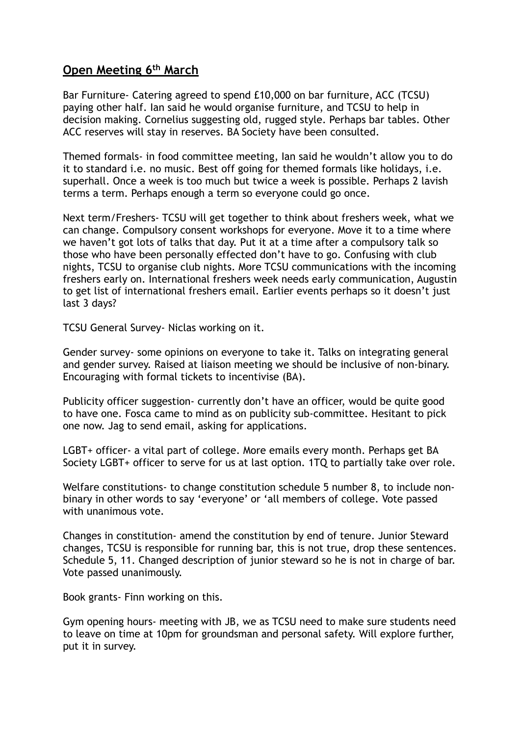## Open Meeting 6th March

Bar Furniture- Catering agreed to spend £10,000 on bar furniture, ACC (TCSU) paying other half. Ian said he would organise furniture, and TCSU to help in decision making. Cornelius suggesting old, rugged style. Perhaps bar tables. Other ACC reserves will stay in reserves. BA Society have been consulted.

Themed formals- in food committee meeting, Ian said he wouldn't allow you to do it to standard i.e. no music. Best off going for themed formals like holidays, i.e. superhall. Once a week is too much but twice a week is possible. Perhaps 2 lavish terms a term. Perhaps enough a term so everyone could go once.

Next term/Freshers- TCSU will get together to think about freshers week, what we can change. Compulsory consent workshops for everyone. Move it to a time where we haven't got lots of talks that day. Put it at a time after a compulsory talk so those who have been personally effected don't have to go. Confusing with club nights, TCSU to organise club nights. More TCSU communications with the incoming freshers early on. International freshers week needs early communication, Augustin to get list of international freshers email. Earlier events perhaps so it doesn't just last 3 days?

TCSU General Survey- Niclas working on it.

Gender survey- some opinions on everyone to take it. Talks on integrating general and gender survey. Raised at liaison meeting we should be inclusive of non-binary. Encouraging with formal tickets to incentivise (BA).

Publicity officer suggestion- currently don't have an officer, would be quite good to have one. Fosca came to mind as on publicity sub-committee. Hesitant to pick one now. Jag to send email, asking for applications.

LGBT+ officer- a vital part of college. More emails every month. Perhaps get BA Society LGBT+ officer to serve for us at last option. 1TQ to partially take over role.

Welfare constitutions- to change constitution schedule 5 number 8, to include non-binary in other words to say 'everyone' or 'all members of college. Vote passed with unanimous vote.

Changes in constitution- amend the constitution by end of tenure. Junior Steward changes, TCSU is responsible for running bar, this is not true, drop these sentences. Schedule 5, 11. Changed description of junior steward so he is not in charge of bar. Vote passed unanimously.

Book grants- Finn working on this.

Gym opening hours- meeting with JB, we as TCSU need to make sure students need to leave on time at 10pm for groundsman and personal safety. Will explore further, put it in survey.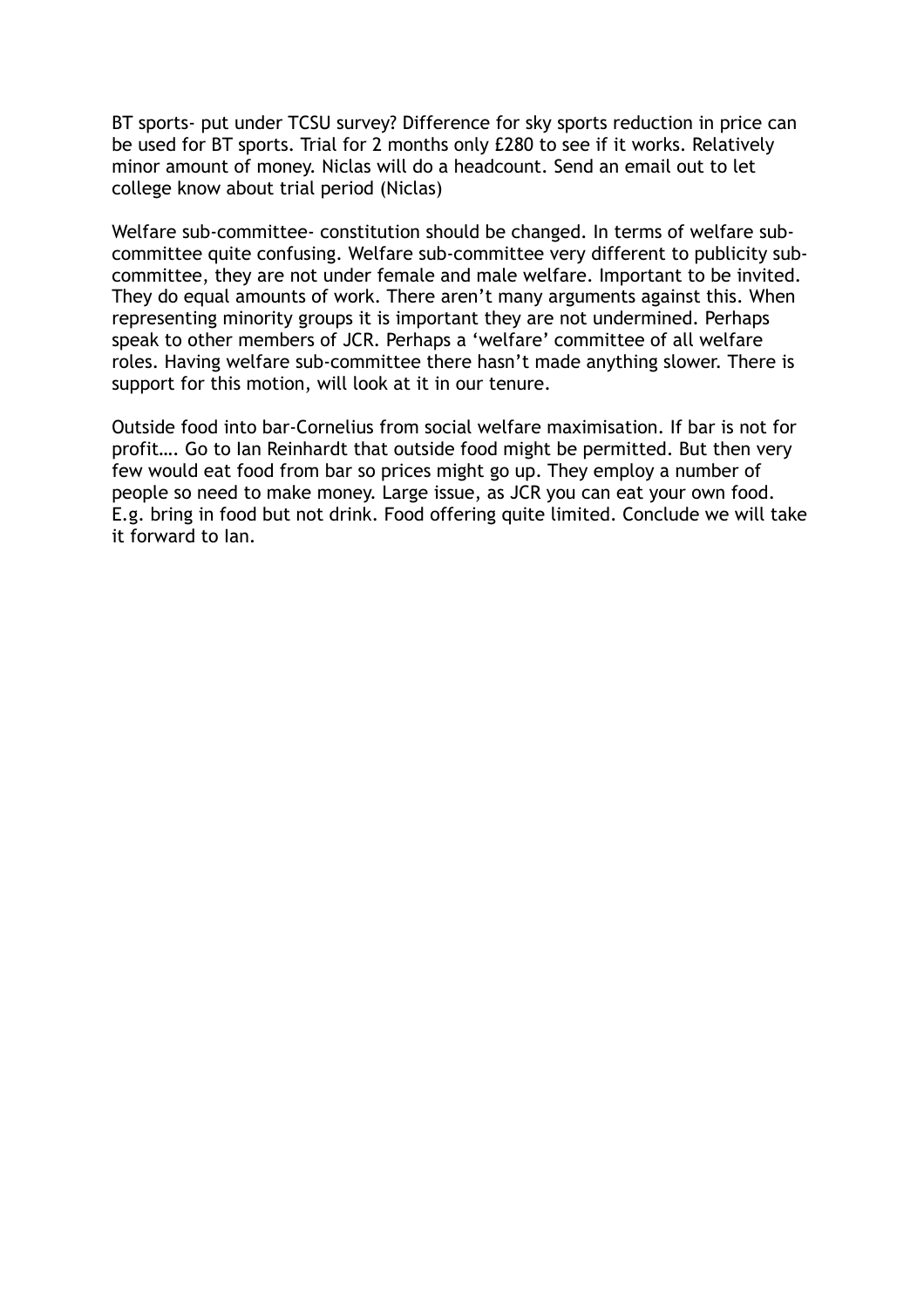BT sports- put under TCSU survey? Difference for sky sports reduction in price can be used for BT sports. Trial for 2 months only £280 to see if it works. Relatively minor amount of money. Niclas will do a headcount. Send an email out to let college know about trial period (Niclas)

Welfare sub-committee- constitution should be changed. In terms of welfare sub-committee quite confusing. Welfare sub-committee very different to publicity sub-committee, they are not under female and male welfare. Important to be invited. They do equal amounts of work. There aren't many arguments against this. When representing minority groups it is important they are not undermined. Perhaps speak to other members of JCR. Perhaps a 'welfare' committee of all welfare roles. Having welfare sub-committee there hasn't made anything slower. There is support for this motion, will look at it in our tenure.

Outside food into bar-Cornelius from social welfare maximisation. If bar is not for profit…. Go to Ian Reinhardt that outside food might be permitted. But then very few would eat food from bar so prices might go up. They employ a number of people so need to make money. Large issue, as JCR you can eat your own food. E.g. bring in food but not drink. Food offering quite limited. Conclude we will take it forward to Ian.